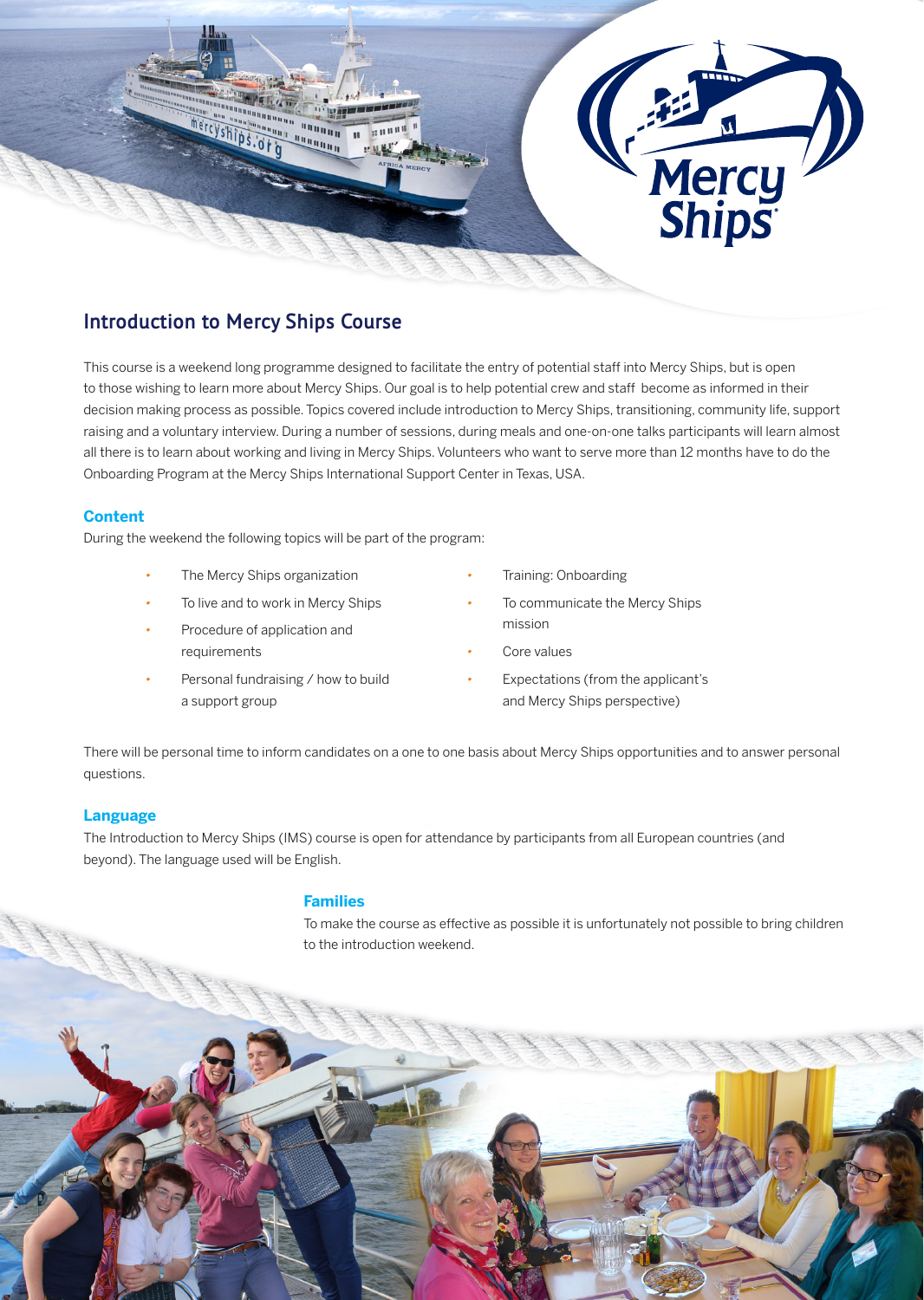## Introduction to Mercy Ships Course

This course is a weekend long programme designed to facilitate the entry of potential staff into Mercy Ships, but is open to those wishing to learn more about Mercy Ships. Our goal is to help potential crew and staff become as informed in their decision making process as possible. Topics covered include introduction to Mercy Ships, transitioning, community life, support raising and a voluntary interview. During a number of sessions, during meals and one-on-one talks participants will learn almost all there is to learn about working and living in Mercy Ships. Volunteers who want to serve more than 12 months have to do the Onboarding Program at the Mercy Ships International Support Center in Texas, USA.

### Content

During the weekend the following topics will be part of the program:

- The Mercy Ships organization
- To live and to work in Mercy Ships
- Procedure of application and requirements
- Personal fundraising / how to build a support group
- Training: Onboarding
- To communicate the Mercy Ships mission
- Core values
- Expectations (from the applicant's and Mercy Ships perspective)

There will be personal time to inform candidates on a one to one basis about Mercy Ships opportunities and to answer personal questions.

### Language

The Introduction to Mercy Ships (IMS) course is open for attendance by participants from all European countries (and beyond). The language used will be English.

### Families

To make the course as effective as possible it is unfortunately not possible to bring children to the introduction weekend.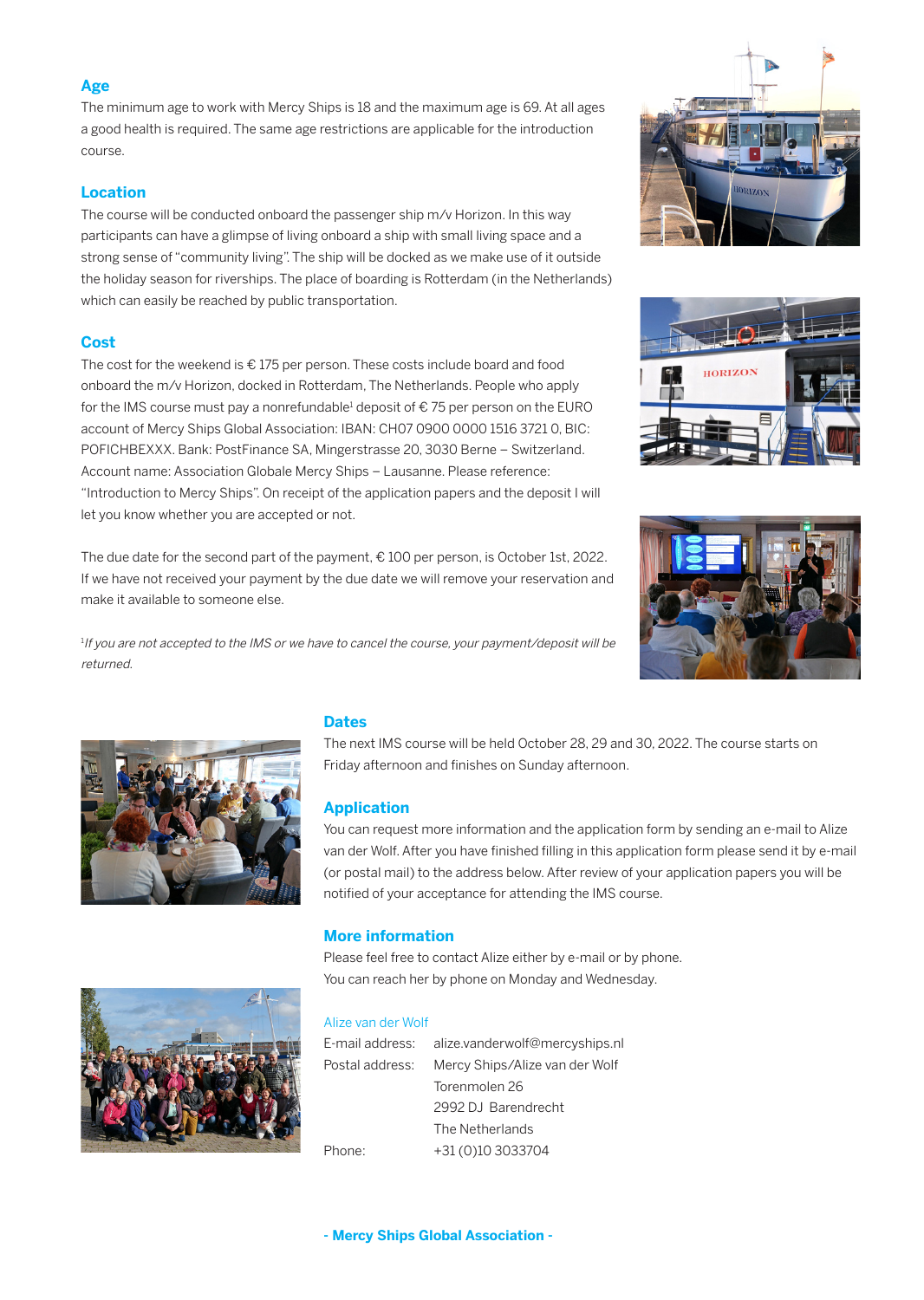## Age

The minimum age to work with Mercy Ships is 18 and the maximum age is 69. At all ages a good health is required. The same age restrictions are applicable for the introduction course.

## Location

The course will be conducted onboard the passenger ship m/v Horizon. In this way participants can have a glimpse of living onboard a ship with small living space and a strong sense of "community living". The ship will be docked as we make use of it outside the holiday season for riverships. The place of boarding is Rotterdam (in the Netherlands) which can easily be reached by public transportation.

## Cost

The cost for the weekend is € 175 per person. These costs include board and food onboard the m/v Horizon, docked in Rotterdam, The Netherlands. People who apply for the IMS course must pay a nonrefundable[1] deposit of € 75 per person on the EURO account of Mercy Ships Global Association: IBAN: CH07 0900 0000 1516 3721 0, BIC: POFICHBEXXX. Bank: PostFinance SA, Mingerstrasse 20, 3030 Berne – Switzerland. Account name: Association Globale Mercy Ships – Lausanne. Please reference: "Introduction to Mercy Ships". On receipt of the application papers and the deposit I will let you know whether you are accepted or not.

The due date for the second part of the payment, € 100 per person, is October 1st, 2022. If we have not received your payment by the due date we will remove your reservation and make it available to someone else.

*[1]If you are not accepted to the IMS or we have to cancel the course, your payment/deposit will be returned.*

## Dates

The next IMS course will be held October 28, 29 and 30, 2022. The course starts on Friday afternoon and finishes on Sunday afternoon.

## Application

You can request more information and the application form by sending an e-mail to Alize van der Wolf. After you have finished filling in this application form please send it by e-mail (or postal mail) to the address below. After review of your application papers you will be notified of your acceptance for attending the IMS course.

## More information

Please feel free to contact Alize either by e-mail or by phone.
You can reach her by phone on Monday and Wednesday.

Alize van der Wolf

| | |
|---|---|
| E-mail address: | alize.vanderwolf@mercyships.nl |
| Postal address: | Mercy Ships/Alize van der Wolf<br>Torenmolen 26<br>2992 DJ Barendrecht<br>The Netherlands |
| Phone: | +31 (0)10 3033704 |

**- Mercy Ships Global Association -**